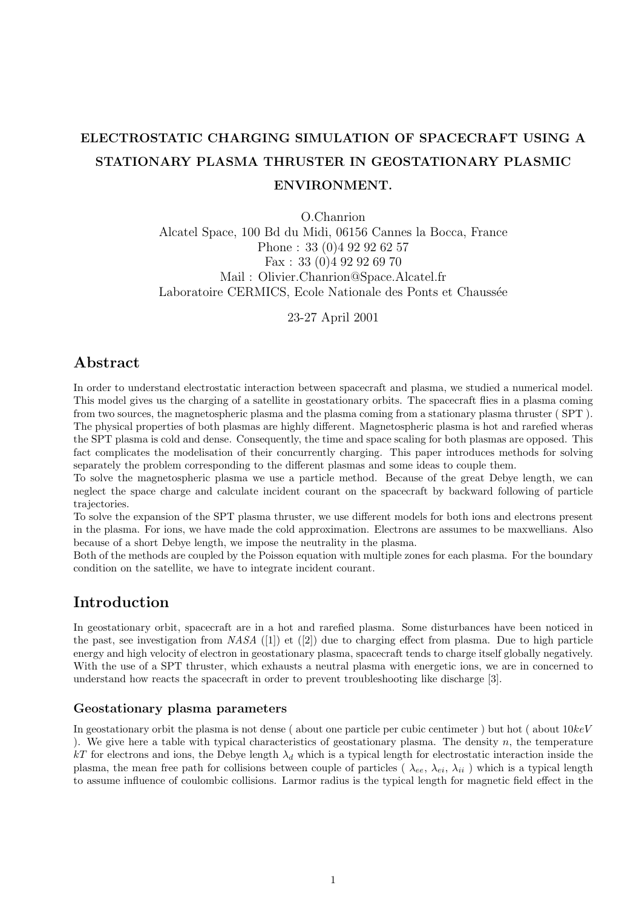# ELECTROSTATIC CHARGING SIMULATION OF SPACECRAFT USING A STATIONARY PLASMA THRUSTER IN GEOSTATIONARY PLASMIC ENVIRONMENT.

O.Chanrion
Alcatel Space, 100 Bd du Midi, 06156 Cannes la Bocca, France
Phone : 33 (0)4 92 92 62 57
Fax : 33 (0)4 92 92 69 70
Mail : Olivier.Chanrion@Space.Alcatel.fr
Laboratoire CERMICS, Ecole Nationale des Ponts et Chaussée

23-27 April 2001

## Abstract

In order to understand electrostatic interaction between spacecraft and plasma, we studied a numerical model. This model gives us the charging of a satellite in geostationary orbits. The spacecraft flies in a plasma coming from two sources, the magnetospheric plasma and the plasma coming from a stationary plasma thruster ( SPT ). The physical properties of both plasmas are highly different. Magnetospheric plasma is hot and rarefied wheras the SPT plasma is cold and dense. Consequently, the time and space scaling for both plasmas are opposed. This fact complicates the modelisation of their concurrently charging. This paper introduces methods for solving separately the problem corresponding to the different plasmas and some ideas to couple them.

To solve the magnetospheric plasma we use a particle method. Because of the great Debye length, we can neglect the space charge and calculate incident courant on the spacecraft by backward following of particle trajectories.

To solve the expansion of the SPT plasma thruster, we use different models for both ions and electrons present in the plasma. For ions, we have made the cold approximation. Electrons are assumes to be maxwellians. Also because of a short Debye length, we impose the neutrality in the plasma.

Both of the methods are coupled by the Poisson equation with multiple zones for each plasma. For the boundary condition on the satellite, we have to integrate incident courant.

## Introduction

In geostationary orbit, spacecraft are in a hot and rarefied plasma. Some disturbances have been noticed in the past, see investigation from *NASA* ([1]) et ([2]) due to charging effect from plasma. Due to high particle energy and high velocity of electron in geostationary plasma, spacecraft tends to charge itself globally negatively. With the use of a SPT thruster, which exhausts a neutral plasma with energetic ions, we are in concerned to understand how reacts the spacecraft in order to prevent troubleshooting like discharge [3].

### Geostationary plasma parameters

In geostationary orbit the plasma is not dense ( about one particle per cubic centimeter ) but hot ( about $10keV$ ). We give here a table with typical characteristics of geostationary plasma. The density $n$, the temperature $kT$ for electrons and ions, the Debye length $\lambda_d$ which is a typical length for electrostatic interaction inside the plasma, the mean free path for collisions between couple of particles ( $\lambda_{ee}$, $\lambda_{ei}$, $\lambda_{ii}$ ) which is a typical length to assume influence of coulombic collisions. Larmor radius is the typical length for magnetic field effect in the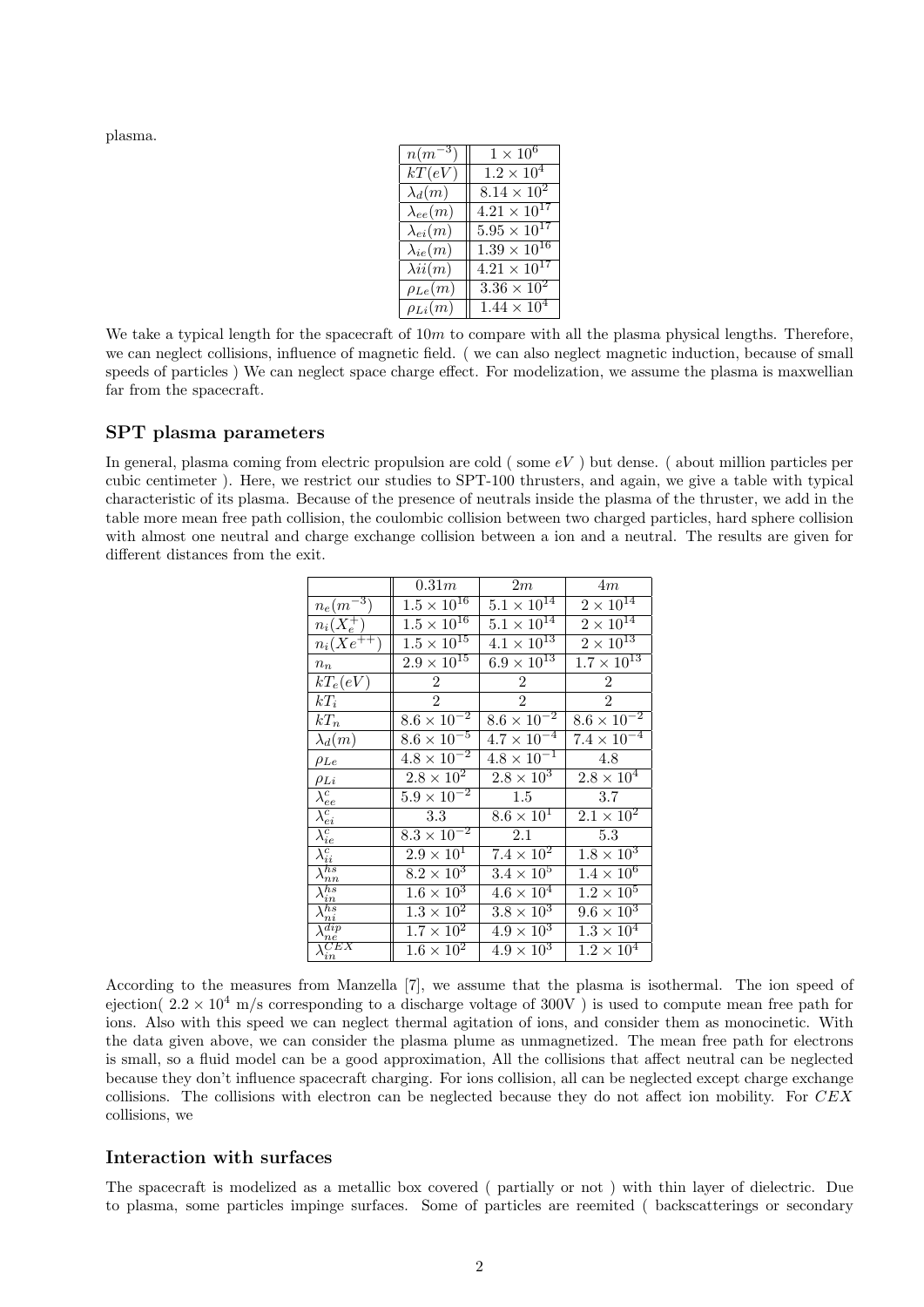plasma.

| $n(m^{-3})$ | $1 \times 10^{6}$ |
|---|---|
| $kT(eV)$ | $1.2 \times 10^{4}$ |
| $\lambda_d(m)$ | $8.14 \times 10^{2}$ |
| $\lambda_{ee}(m)$ | $4.21 \times 10^{17}$ |
| $\lambda_{ei}(m)$ | $5.95 \times 10^{17}$ |
| $\lambda_{ie}(m)$ | $1.39 \times 10^{16}$ |
| $\lambda ii(m)$ | $4.21 \times 10^{17}$ |
| $\rho_{Le}(m)$ | $3.36 \times 10^{2}$ |
| $\rho_{Li}(m)$ | $1.44 \times 10^{4}$ |

We take a typical length for the spacecraft of $10m$ to compare with all the plasma physical lengths. Therefore, we can neglect collisions, influence of magnetic field. ( we can also neglect magnetic induction, because of small speeds of particles ) We can neglect space charge effect. For modelization, we assume the plasma is maxwellian far from the spacecraft.

## SPT plasma parameters

In general, plasma coming from electric propulsion are cold ( some $eV$ ) but dense. ( about million particles per cubic centimeter ). Here, we restrict our studies to SPT-100 thrusters, and again, we give a table with typical characteristic of its plasma. Because of the presence of neutrals inside the plasma of the thruster, we add in the table more mean free path collision, the coulombic collision between two charged particles, hard sphere collision with almost one neutral and charge exchange collision between a ion and a neutral. The results are given for different distances from the exit.

| | $0.31m$ | $2m$ | $4m$ |
|---|---|---|---|
| $n_e(m^{-3})$ | $1.5 \times 10^{16}$ | $5.1 \times 10^{14}$ | $2 \times 10^{14}$ |
| $n_i(X_e^{+})$ | $1.5 \times 10^{16}$ | $5.1 \times 10^{14}$ | $2 \times 10^{14}$ |
| $n_i(Xe^{++})$ | $1.5 \times 10^{15}$ | $4.1 \times 10^{13}$ | $2 \times 10^{13}$ |
| $n_n$ | $2.9 \times 10^{15}$ | $6.9 \times 10^{13}$ | $1.7 \times 10^{13}$ |
| $kT_e(eV)$ | 2 | 2 | 2 |
| $kT_i$ | 2 | 2 | 2 |
| $kT_n$ | $8.6 \times 10^{-2}$ | $8.6 \times 10^{-2}$ | $8.6 \times 10^{-2}$ |
| $\lambda_d(m)$ | $8.6 \times 10^{-5}$ | $4.7 \times 10^{-4}$ | $7.4 \times 10^{-4}$ |
| $\rho_{Le}$ | $4.8 \times 10^{-2}$ | $4.8 \times 10^{-1}$ | 4.8 |
| $\rho_{Li}$ | $2.8 \times 10^{2}$ | $2.8 \times 10^{3}$ | $2.8 \times 10^{4}$ |
| $\lambda_{ee}^{c}$ | $5.9 \times 10^{-2}$ | 1.5 | 3.7 |
| $\lambda_{ei}^{c}$ | 3.3 | $8.6 \times 10^{1}$ | $2.1 \times 10^{2}$ |
| $\lambda_{ie}^{c}$ | $8.3 \times 10^{-2}$ | 2.1 | 5.3 |
| $\lambda_{ii}^{c}$ | $2.9 \times 10^{1}$ | $7.4 \times 10^{2}$ | $1.8 \times 10^{3}$ |
| $\lambda_{nn}^{hs}$ | $8.2 \times 10^{3}$ | $3.4 \times 10^{5}$ | $1.4 \times 10^{6}$ |
| $\lambda_{in}^{hs}$ | $1.6 \times 10^{3}$ | $4.6 \times 10^{4}$ | $1.2 \times 10^{5}$ |
| $\lambda_{ni}^{hs}$ | $1.3 \times 10^{2}$ | $3.8 \times 10^{3}$ | $9.6 \times 10^{3}$ |
| $\lambda_{ne}^{dip}$ | $1.7 \times 10^{2}$ | $4.9 \times 10^{3}$ | $1.3 \times 10^{4}$ |
| $\lambda_{in}^{CEX}$ | $1.6 \times 10^{2}$ | $4.9 \times 10^{3}$ | $1.2 \times 10^{4}$ |

According to the measures from Manzella [7], we assume that the plasma is isothermal. The ion speed of ejection( $2.2 \times 10^{4}$ m/s corresponding to a discharge voltage of 300V ) is used to compute mean free path for ions. Also with this speed we can neglect thermal agitation of ions, and consider them as monocinetic. With the data given above, we can consider the plasma plume as unmagnetized. The mean free path for electrons is small, so a fluid model can be a good approximation, All the collisions that affect neutral can be neglected because they don't influence spacecraft charging. For ions collision, all can be neglected except charge exchange collisions. The collisions with electron can be neglected because they do not affect ion mobility. For $CEX$ collisions, we

## Interaction with surfaces

The spacecraft is modelized as a metallic box covered ( partially or not ) with thin layer of dielectric. Due to plasma, some particles impinge surfaces. Some of particles are reemited ( backscatterings or secondary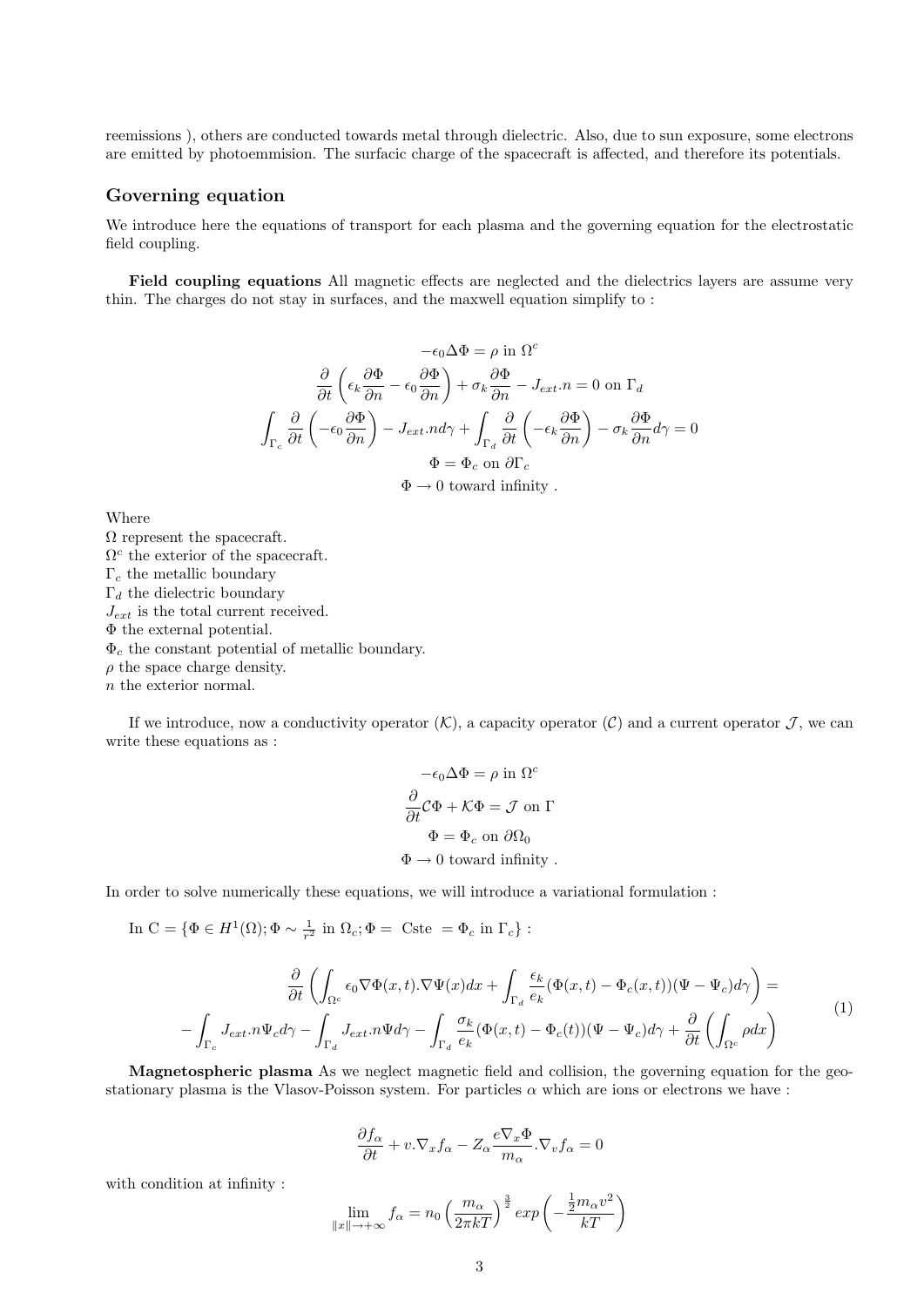reemissions ), others are conducted towards metal through dielectric. Also, due to sun exposure, some electrons are emitted by photoemmision. The surfacic charge of the spacecraft is affected, and therefore its potentials.

## Governing equation

We introduce here the equations of transport for each plasma and the governing equation for the electrostatic field coupling.

**Field coupling equations** All magnetic effects are neglected and the dielectrics layers are assume very thin. The charges do not stay in surfaces, and the maxwell equation simplify to :

$$-\epsilon_0 \Delta \Phi = \rho \text{ in } \Omega^c$$
$$\frac{\partial}{\partial t}\left(\epsilon_k \frac{\partial \Phi}{\partial n} - \epsilon_0 \frac{\partial \Phi}{\partial n}\right) + \sigma_k \frac{\partial \Phi}{\partial n} - J_{ext}.n = 0 \text{ on } \Gamma_d$$
$$\int_{\Gamma_c} \frac{\partial}{\partial t}\left(-\epsilon_0 \frac{\partial \Phi}{\partial n}\right) - J_{ext}.n d\gamma + \int_{\Gamma_d} \frac{\partial}{\partial t}\left(-\epsilon_k \frac{\partial \Phi}{\partial n}\right) - \sigma_k \frac{\partial \Phi}{\partial n} d\gamma = 0$$
$$\Phi = \Phi_c \text{ on } \partial\Gamma_c$$
$$\Phi \to 0 \text{ toward infinity .}$$

Where
$\Omega$ represent the spacecraft.
$\Omega^c$ the exterior of the spacecraft.
$\Gamma_c$ the metallic boundary
$\Gamma_d$ the dielectric boundary
$J_{ext}$ is the total current received.
$\Phi$ the external potential.
$\Phi_c$ the constant potential of metallic boundary.
$\rho$ the space charge density.
$n$ the exterior normal.

If we introduce, now a conductivity operator ($\mathcal{K}$), a capacity operator ($\mathcal{C}$) and a current operator $\mathcal{J}$, we can write these equations as :

$$-\epsilon_0 \Delta \Phi = \rho \text{ in } \Omega^c$$
$$\frac{\partial}{\partial t}\mathcal{C}\Phi + \mathcal{K}\Phi = \mathcal{J} \text{ on } \Gamma$$
$$\Phi = \Phi_c \text{ on } \partial\Omega_0$$
$$\Phi \to 0 \text{ toward infinity .}$$

In order to solve numerically these equations, we will introduce a variational formulation :

In C $= \{\Phi \in H^1(\Omega); \Phi \sim \frac{1}{r^2} \text{ in } \Omega_c; \Phi = \text{ Cste } = \Phi_c \text{ in } \Gamma_c\}$ :

$$\frac{\partial}{\partial t}\left(\int_{\Omega^c} \epsilon_0 \nabla\Phi(x,t).\nabla\Psi(x)dx + \int_{\Gamma_d} \frac{\epsilon_k}{e_k}(\Phi(x,t) - \Phi_c(x,t))(\Psi - \Psi_c)d\gamma\right) =$$
$$- \int_{\Gamma_c} J_{ext}.n\Psi_c d\gamma - \int_{\Gamma_d} J_{ext}.n\Psi d\gamma - \int_{\Gamma_d} \frac{\sigma_k}{e_k}(\Phi(x,t) - \Phi_c(t))(\Psi - \Psi_c)d\gamma + \frac{\partial}{\partial t}\left(\int_{\Omega^c} \rho dx\right) \tag{1}$$

**Magnetospheric plasma** As we neglect magnetic field and collision, the governing equation for the geostationary plasma is the Vlasov-Poisson system. For particles $\alpha$ which are ions or electrons we have :

$$\frac{\partial f_\alpha}{\partial t} + v.\nabla_x f_\alpha - Z_\alpha \frac{e\nabla_x \Phi}{m_\alpha}.\nabla_v f_\alpha = 0$$

with condition at infinity :

$$\lim_{\|x\| \to +\infty} f_\alpha = n_0 \left(\frac{m_\alpha}{2\pi kT}\right)^{\frac{3}{2}} exp\left(-\frac{\frac{1}{2}m_\alpha v^2}{kT}\right)$$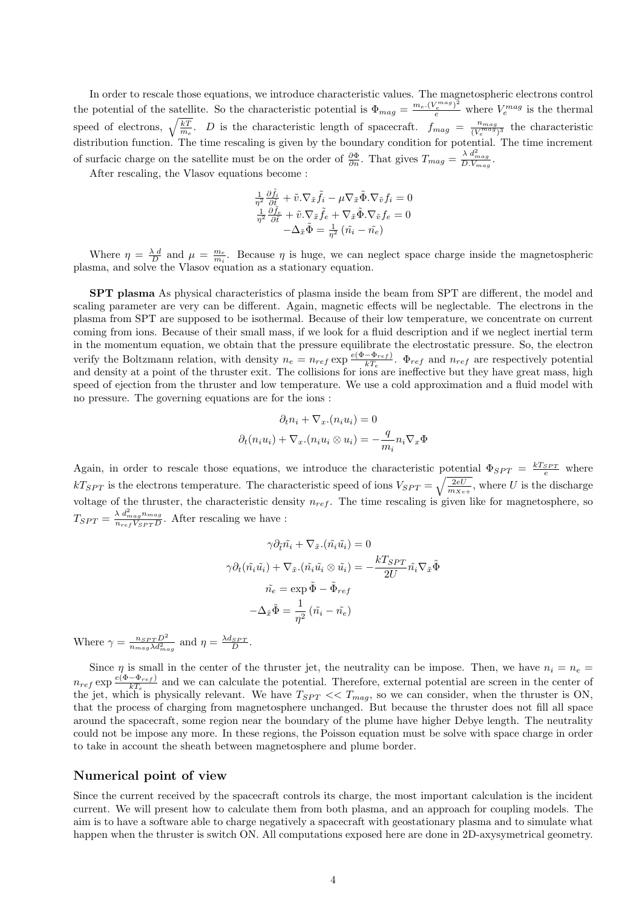In order to rescale those equations, we introduce characteristic values. The magnetospheric electrons control the potential of the satellite. So the characteristic potential is $\Phi_{mag} = \frac{m_e.(V_e^{mag})^2}{e}$ where $V_e^{mag}$ is the thermal speed of electrons, $\sqrt{\frac{kT}{m_e}}$. $D$ is the characteristic length of spacecraft. $f_{mag} = \frac{n_{mag}}{(V_e^{mag})^3}$ the characteristic distribution function. The time rescaling is given by the boundary condition for potential. The time increment of surfacic charge on the satellite must be on the order of $\frac{\partial \Phi}{\partial n}$. That gives $T_{mag} = \frac{\lambda\, d_{mag}^2}{D.V_{mag}}$.

After rescaling, the Vlasov equations become :

$$\frac{1}{\eta^2}\frac{\partial \tilde{f}_i}{\partial \tilde{t}} + \tilde{v}.\nabla_{\tilde{x}}\tilde{f}_i - \mu \nabla_{\tilde{x}}\tilde{\Phi}.\nabla_{\tilde{v}} f_i = 0$$
$$\frac{1}{\eta^2}\frac{\partial \tilde{f}_e}{\partial \tilde{t}} + \tilde{v}.\nabla_{\tilde{x}}\tilde{f}_e + \nabla_{\tilde{x}}\tilde{\Phi}.\nabla_{\tilde{v}} f_e = 0$$
$$-\Delta_{\tilde{x}}\tilde{\Phi} = \frac{1}{\eta^2}\left(\tilde{n_i} - \tilde{n_e}\right)$$

Where $\eta = \frac{\lambda\, d}{D}$ and $\mu = \frac{m_e}{m_i}$. Because $\eta$ is huge, we can neglect space charge inside the magnetospheric plasma, and solve the Vlasov equation as a stationary equation.

**SPT plasma** As physical characteristics of plasma inside the beam from SPT are different, the model and scaling parameter are very can be different. Again, magnetic effects will be neglectable. The electrons in the plasma from SPT are supposed to be isothermal. Because of their low temperature, we concentrate on current coming from ions. Because of their small mass, if we look for a fluid description and if we neglect inertial term in the momentum equation, we obtain that the pressure equilibrate the electrostatic pressure. So, the electron verify the Boltzmann relation, with density $n_e = n_{ref}\exp\frac{e(\Phi-\Phi_{ref})}{kT_e}$. $\Phi_{ref}$ and $n_{ref}$ are respectively potential and density at a point of the thruster exit. The collisions for ions are ineffective but they have great mass, high speed of ejection from the thruster and low temperature. We use a cold approximation and a fluid model with no pressure. The governing equations are for the ions :

$$\partial_t n_i + \nabla_x.(n_i u_i) = 0$$
$$\partial_t(n_i u_i) + \nabla_x.(n_i u_i \otimes u_i) = -\frac{q}{m_i} n_i \nabla_x \Phi$$

Again, in order to rescale those equations, we introduce the characteristic potential $\Phi_{SPT} = \frac{kT_{SPT}}{e}$ where $kT_{SPT}$ is the electrons temperature. The characteristic speed of ions $V_{SPT} = \sqrt{\frac{2eU}{m_{Xe+}}}$, where $U$ is the discharge voltage of the thruster, the characteristic density $n_{ref}$. The time rescaling is given like for magnetosphere, so $T_{SPT} = \frac{\lambda\, d_{mag}^2 n_{mag}}{n_{ref} V_{SPT} D}$. After rescaling we have :

$$\gamma \partial_{\tilde{t}}\tilde{n_i} + \nabla_{\tilde{x}}.(\tilde{n_i}\tilde{u_i}) = 0$$
$$\gamma \partial_t(\tilde{n_i}\tilde{u_i}) + \nabla_{\tilde{x}}.(\tilde{n_i}\tilde{u_i} \otimes \tilde{u_i}) = -\frac{kT_{SPT}}{2U}\tilde{n_i}\nabla_{\tilde{x}}\tilde{\Phi}$$
$$\tilde{n_e} = \exp\tilde{\Phi} - \tilde{\Phi}_{ref}$$
$$-\Delta_{\tilde{x}}\tilde{\Phi} = \frac{1}{\eta^2}\left(\tilde{n_i} - \tilde{n_e}\right)$$

Where $\gamma = \frac{n_{SPT} D^2}{n_{mag}\lambda d_{mag}^2}$ and $\eta = \frac{\lambda d_{SPT}}{D}$.

Since $\eta$ is small in the center of the thruster jet, the neutrality can be impose. Then, we have $n_i = n_e = n_{ref}\exp\frac{e(\Phi-\Phi_{ref})}{kT_e}$ and we can calculate the potential. Therefore, external potential are screen in the center of the jet, which is physically relevant. We have $T_{SPT} << T_{mag}$, so we can consider, when the thruster is ON, that the process of charging from magnetosphere unchanged. But because the thruster does not fill all space around the spacecraft, some region near the boundary of the plume have higher Debye length. The neutrality could not be impose any more. In these regions, the Poisson equation must be solve with space charge in order to take in account the sheath between magnetosphere and plume border.

## Numerical point of view

Since the current received by the spacecraft controls its charge, the most important calculation is the incident current. We will present how to calculate them from both plasma, and an approach for coupling models. The aim is to have a software able to charge negatively a spacecraft with geostationary plasma and to simulate what happen when the thruster is switch ON. All computations exposed here are done in 2D-axysymetrical geometry.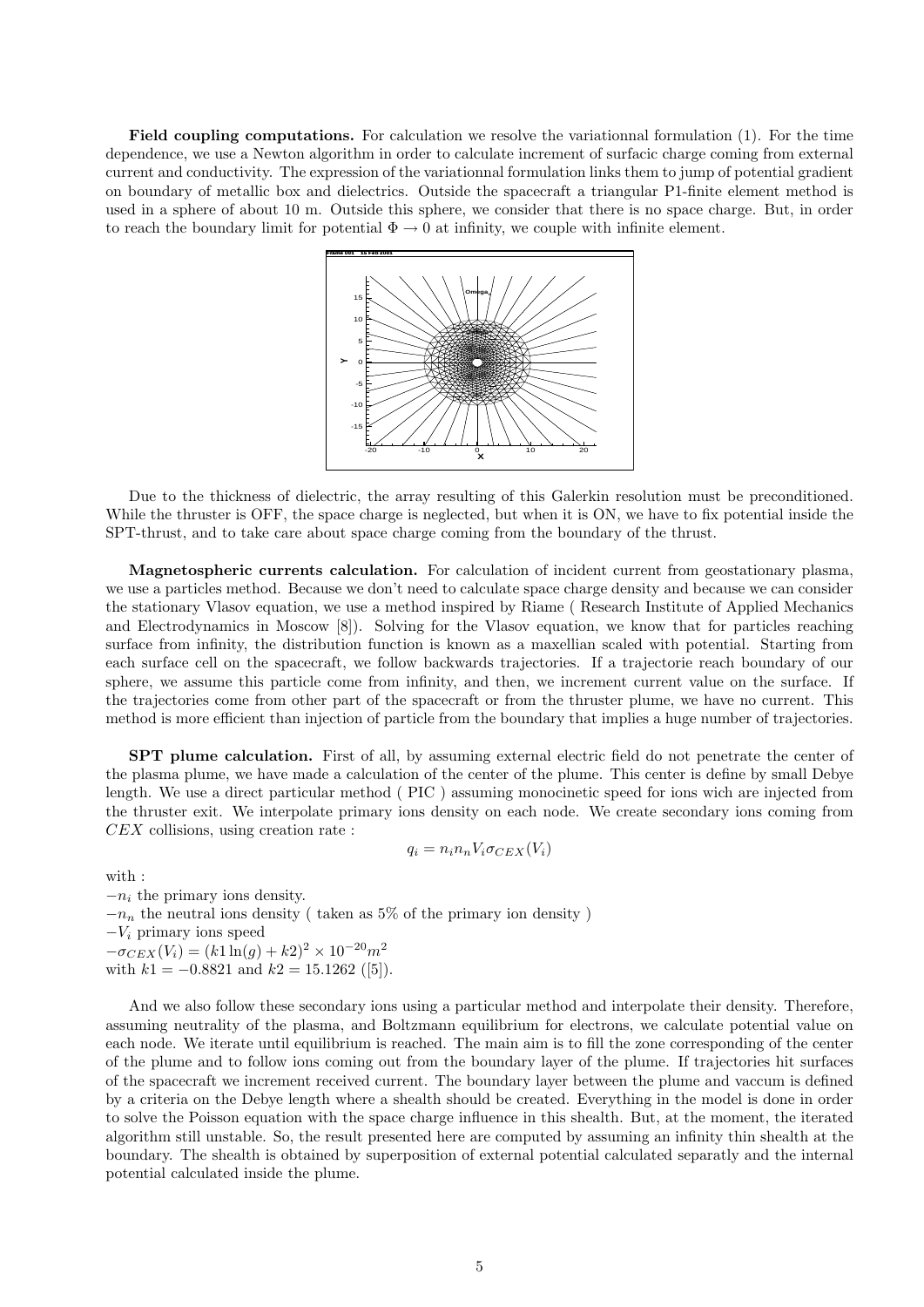**Field coupling computations.** For calculation we resolve the variationnal formulation (1). For the time dependence, we use a Newton algorithm in order to calculate increment of surfacic charge coming from external current and conductivity. The expression of the variationnal formulation links them to jump of potential gradient on boundary of metallic box and dielectrics. Outside the spacecraft a triangular P1-finite element method is used in a sphere of about 10 m. Outside this sphere, we consider that there is no space charge. But, in order to reach the boundary limit for potential $\Phi \to 0$ at infinity, we couple with infinite element.

Due to the thickness of dielectric, the array resulting of this Galerkin resolution must be preconditioned. While the thruster is OFF, the space charge is neglected, but when it is ON, we have to fix potential inside the SPT-thrust, and to take care about space charge coming from the boundary of the thrust.

**Magnetospheric currents calculation.** For calculation of incident current from geostationary plasma, we use a particles method. Because we don't need to calculate space charge density and because we can consider the stationary Vlasov equation, we use a method inspired by Riame ( Research Institute of Applied Mechanics and Electrodynamics in Moscow [8]). Solving for the Vlasov equation, we know that for particles reaching surface from infinity, the distribution function is known as a maxellian scaled with potential. Starting from each surface cell on the spacecraft, we follow backwards trajectories. If a trajectorie reach boundary of our sphere, we assume this particle come from infinity, and then, we increment current value on the surface. If the trajectories come from other part of the spacecraft or from the thruster plume, we have no current. This method is more efficient than injection of particle from the boundary that implies a huge number of trajectories.

**SPT plume calculation.** First of all, by assuming external electric field do not penetrate the center of the plasma plume, we have made a calculation of the center of the plume. This center is define by small Debye length. We use a direct particular method ( PIC ) assuming monocinetic speed for ions wich are injected from the thruster exit. We interpolate primary ions density on each node. We create secondary ions coming from $CEX$ collisions, using creation rate :

$$q_i = n_i n_n V_i \sigma_{CEX}(V_i)$$

with :
$-n_i$ the primary ions density.
$-n_n$ the neutral ions density ( taken as 5% of the primary ion density )
$-V_i$ primary ions speed
$-\sigma_{CEX}(V_i) = (k1 \ln(g) + k2)^2 \times 10^{-20} m^2$
with $k1 = -0.8821$ and $k2 = 15.1262$ ([5]).

And we also follow these secondary ions using a particular method and interpolate their density. Therefore, assuming neutrality of the plasma, and Boltzmann equilibrium for electrons, we calculate potential value on each node. We iterate until equilibrium is reached. The main aim is to fill the zone corresponding of the center of the plume and to follow ions coming out from the boundary layer of the plume. If trajectories hit surfaces of the spacecraft we increment received current. The boundary layer between the plume and vaccum is defined by a criteria on the Debye length where a shealth should be created. Everything in the model is done in order to solve the Poisson equation with the space charge influence in this shealth. But, at the moment, the iterated algorithm still unstable. So, the result presented here are computed by assuming an infinity thin shealth at the boundary. The shealth is obtained by superposition of external potential calculated separatly and the internal potential calculated inside the plume.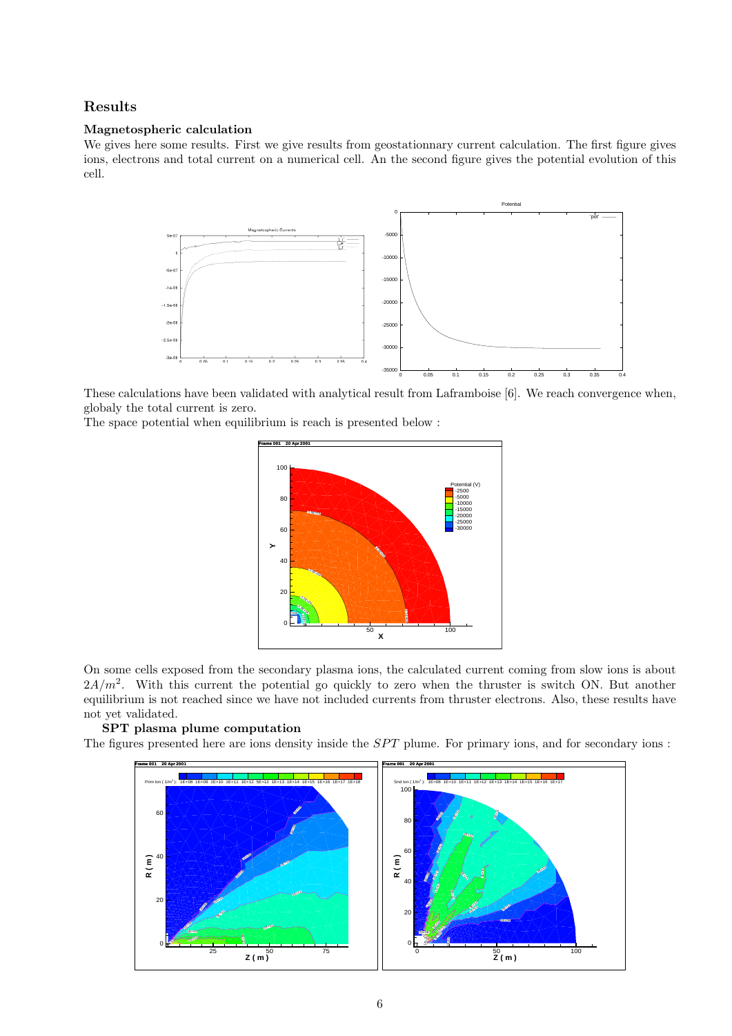## Results

### Magnetospheric calculation

We gives here some results. First we give results from geostationnary current calculation. The first figure gives ions, electrons and total current on a numerical cell. An the second figure gives the potential evolution of this cell.

These calculations have been validated with analytical result from Laframboise [6]. We reach convergence when, globaly the total current is zero.

The space potential when equilibrium is reach is presented below :

On some cells exposed from the secondary plasma ions, the calculated current coming from slow ions is about $2A/m^2$. With this current the potential go quickly to zero when the thruster is switch ON. But another equilibrium is not reached since we have not included currents from thruster electrons. Also, these results have not yet validated.

### SPT plasma plume computation

The figures presented here are ions density inside the $SPT$ plume. For primary ions, and for secondary ions :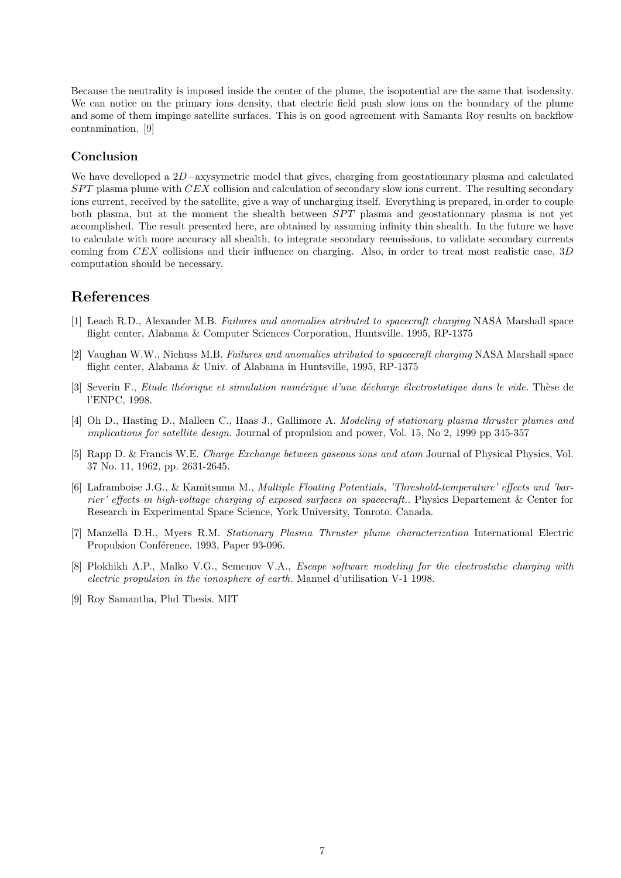Because the neutrality is imposed inside the center of the plume, the isopotential are the same that isodensity. We can notice on the primary ions density, that electric field push slow ions on the boundary of the plume and some of them impinge satellite surfaces. This is on good agreement with Samanta Roy results on backflow contamination. [9]

### Conclusion

We have develloped a $2D-$axysymetric model that gives, charging from geostationnary plasma and calculated $SPT$ plasma plume with $CEX$ collision and calculation of secondary slow ions current. The resulting secondary ions current, received by the satellite, give a way of uncharging itself. Everything is prepared, in order to couple both plasma, but at the moment the shealth between $SPT$ plasma and geostationnary plasma is not yet accomplished. The result presented here, are obtained by assuming infinity thin shealth. In the future we have to calculate with more accuracy all shealth, to integrate secondary reemissions, to validate secondary currents coming from $CEX$ collisions and their influence on charging. Also, in order to treat most realistic case, $3D$ computation should be necessary.

## References

[1] Leach R.D., Alexander M.B. *Failures and anomalies atributed to spacecraft charging* NASA Marshall space flight center, Alabama & Computer Sciences Corporation, Huntsville. 1995, RP-1375

[2] Vaughan W.W., Niehuss M.B. *Failures and anomalies atributed to spacecraft charging* NASA Marshall space flight center, Alabama & Univ. of Alabama in Huntsville, 1995, RP-1375

[3] Severin F., *Etude théorique et simulation numérique d'une décharge électrostatique dans le vide.* Thèse de l'ENPC, 1998.

[4] Oh D., Hasting D., Malleen C., Haas J., Gallimore A. *Modeling of stationary plasma thruster plumes and implications for satellite design.* Journal of propulsion and power, Vol. 15, No 2, 1999 pp 345-357

[5] Rapp D. & Francis W.E. *Charge Exchange between gaseous ions and atom* Journal of Physical Physics, Vol. 37 No. 11, 1962, pp. 2631-2645.

[6] Laframboise J.G., & Kamitsuma M., *Multiple Floating Potentials, 'Threshold-temperature' effects and 'barrier' effects in high-voltage charging of exposed surfaces on spacecraft..* Physics Departement & Center for Research in Experimental Space Science, York University, Tonroto. Canada.

[7] Manzella D.H., Myers R.M. *Stationary Plasma Thruster plume characterization* International Electric Propulsion Conférence, 1993, Paper 93-096.

[8] Plokhikh A.P., Malko V.G., Semenov V.A., *Escape software modeling for the electrostatic charging with electric propulsion in the ionosphere of earth.* Manuel d'utilisation V-1 1998.

[9] Roy Samantha, Phd Thesis. MIT